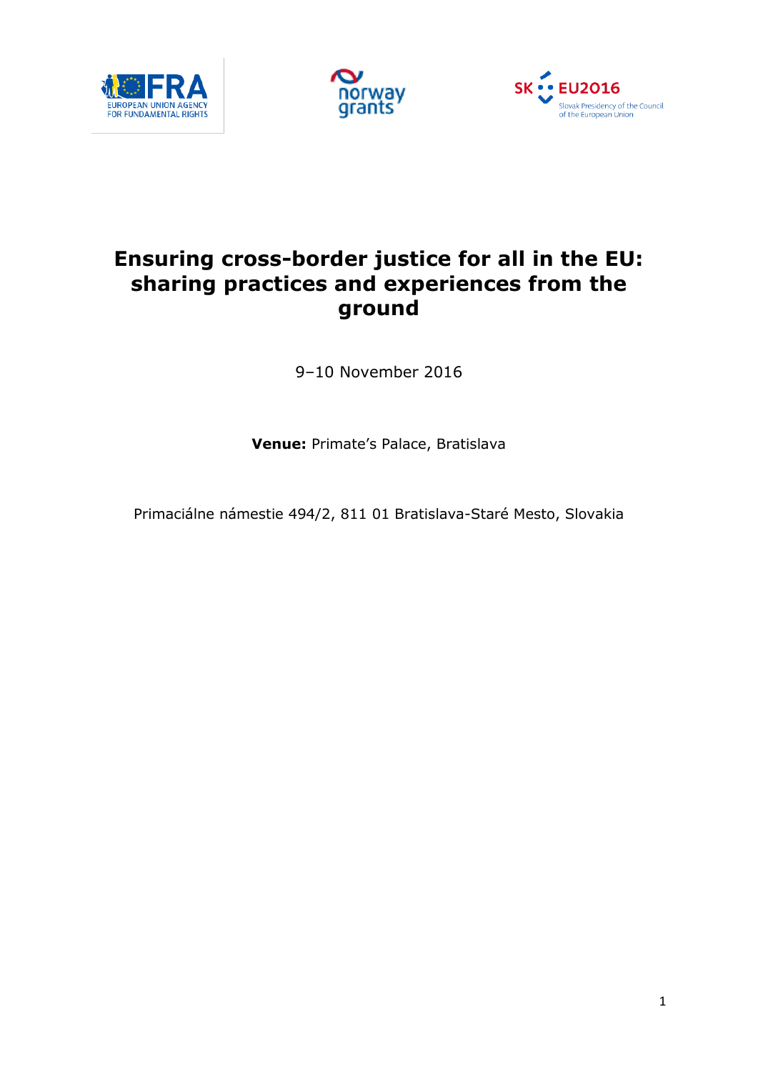# Ensuring cross-border justice for all in the EU: sharing practices and experiences from the ground

9–10 November 2016

**Venue:** Primate's Palace, Bratislava

Primaciálne námestie 494/2, 811 01 Bratislava-Staré Mesto, Slovakia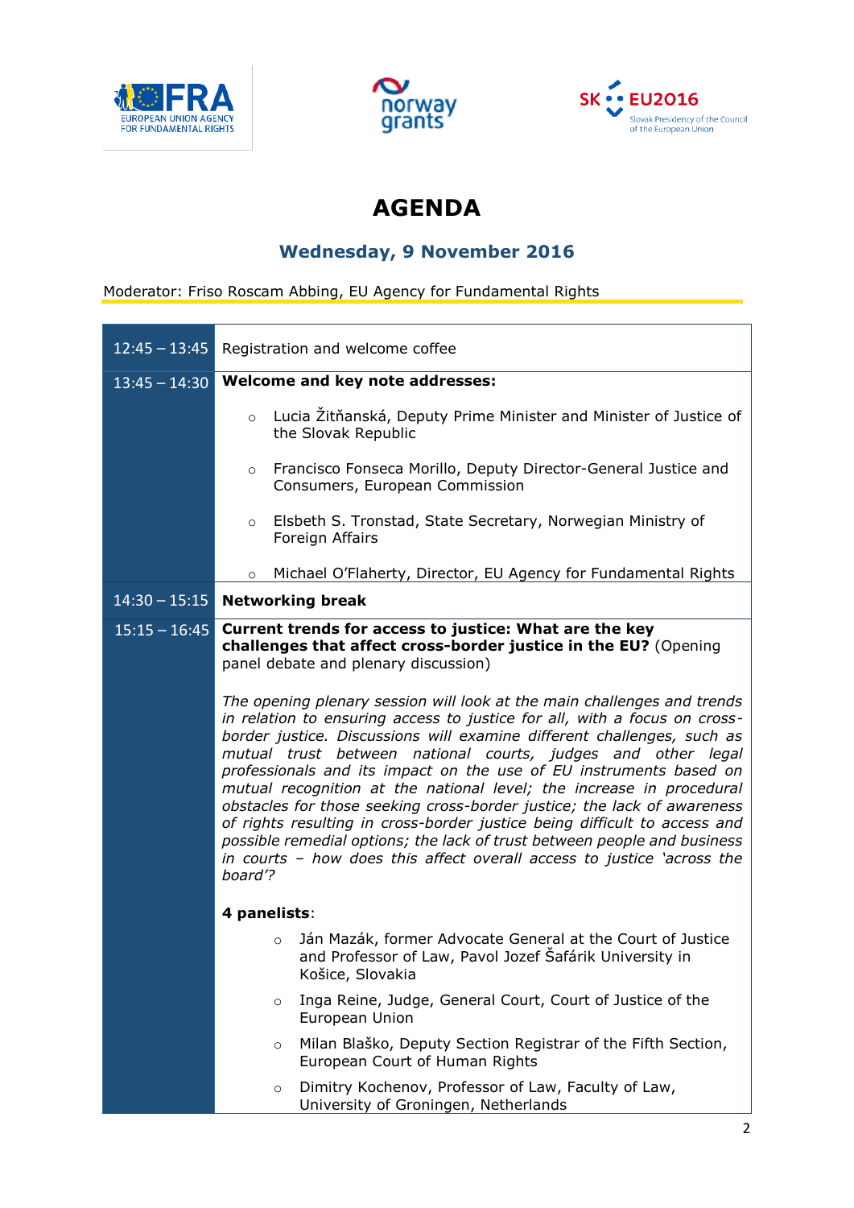# AGENDA

## Wednesday, 9 November 2016

Moderator: Friso Roscam Abbing, EU Agency for Fundamental Rights

| Time | Session |
|---|---|
| 12:45 – 13:45 | Registration and welcome coffee |
| 13:45 – 14:30 | **Welcome and key note addresses:**<br>◦ Lucia Žitňanská, Deputy Prime Minister and Minister of Justice of the Slovak Republic<br>◦ Francisco Fonseca Morillo, Deputy Director-General Justice and Consumers, European Commission<br>◦ Elsbeth S. Tronstad, State Secretary, Norwegian Ministry of Foreign Affairs<br>◦ Michael O'Flaherty, Director, EU Agency for Fundamental Rights |
| 14:30 – 15:15 | **Networking break** |
| 15:15 – 16:45 | **Current trends for access to justice: What are the key challenges that affect cross-border justice in the EU?** (Opening panel debate and plenary discussion)<br><br>*The opening plenary session will look at the main challenges and trends in relation to ensuring access to justice for all, with a focus on cross-border justice. Discussions will examine different challenges, such as mutual trust between national courts, judges and other legal professionals and its impact on the use of EU instruments based on mutual recognition at the national level; the increase in procedural obstacles for those seeking cross-border justice; the lack of awareness of rights resulting in cross-border justice being difficult to access and possible remedial options; the lack of trust between people and business in courts – how does this affect overall access to justice 'across the board'?*<br><br>**4 panelists**:<br>◦ Ján Mazák, former Advocate General at the Court of Justice and Professor of Law, Pavol Jozef Šafárik University in Košice, Slovakia<br>◦ Inga Reine, Judge, General Court, Court of Justice of the European Union<br>◦ Milan Blaško, Deputy Section Registrar of the Fifth Section, European Court of Human Rights<br>◦ Dimitry Kochenov, Professor of Law, Faculty of Law, University of Groningen, Netherlands |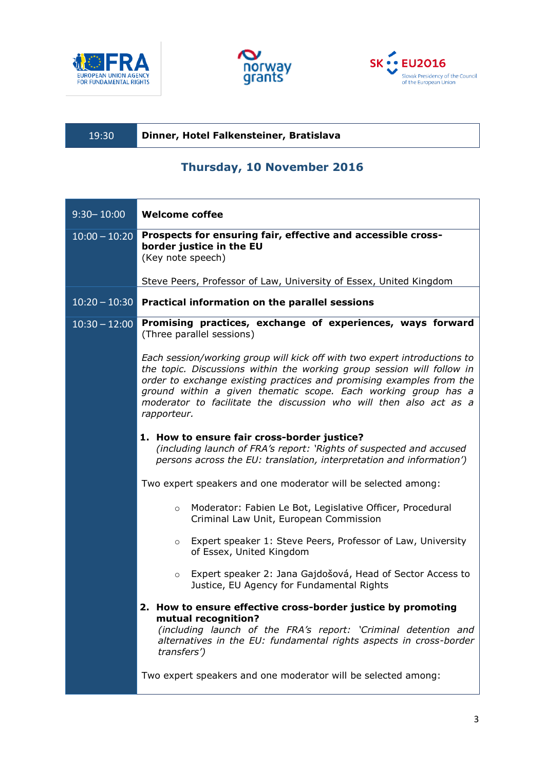| 19:30 | **Dinner, Hotel Falkensteiner, Bratislava** |
|---|---|

## Thursday, 10 November 2016

| | |
|---|---|
| 9:30– 10:00 | **Welcome coffee** |
| 10:00 – 10:20 | **Prospects for ensuring fair, effective and accessible cross-border justice in the EU**<br>(Key note speech)<br><br>Steve Peers, Professor of Law, University of Essex, United Kingdom |
| 10:20 – 10:30 | **Practical information on the parallel sessions** |
| 10:30 – 12:00 | **Promising practices, exchange of experiences, ways forward** (Three parallel sessions)<br><br>*Each session/working group will kick off with two expert introductions to the topic. Discussions within the working group session will follow in order to exchange existing practices and promising examples from the ground within a given thematic scope. Each working group has a moderator to facilitate the discussion who will then also act as a rapporteur.*<br><br>**1. How to ensure fair cross-border justice?**<br>*(including launch of FRA's report: 'Rights of suspected and accused persons across the EU: translation, interpretation and information')*<br><br>Two expert speakers and one moderator will be selected among:<br><br>○ Moderator: Fabien Le Bot, Legislative Officer, Procedural Criminal Law Unit, European Commission<br><br>○ Expert speaker 1: Steve Peers, Professor of Law, University of Essex, United Kingdom<br><br>○ Expert speaker 2: Jana Gajdošová, Head of Sector Access to Justice, EU Agency for Fundamental Rights<br><br>**2. How to ensure effective cross-border justice by promoting mutual recognition?**<br>*(including launch of the FRA's report: 'Criminal detention and alternatives in the EU: fundamental rights aspects in cross-border transfers')*<br><br>Two expert speakers and one moderator will be selected among: |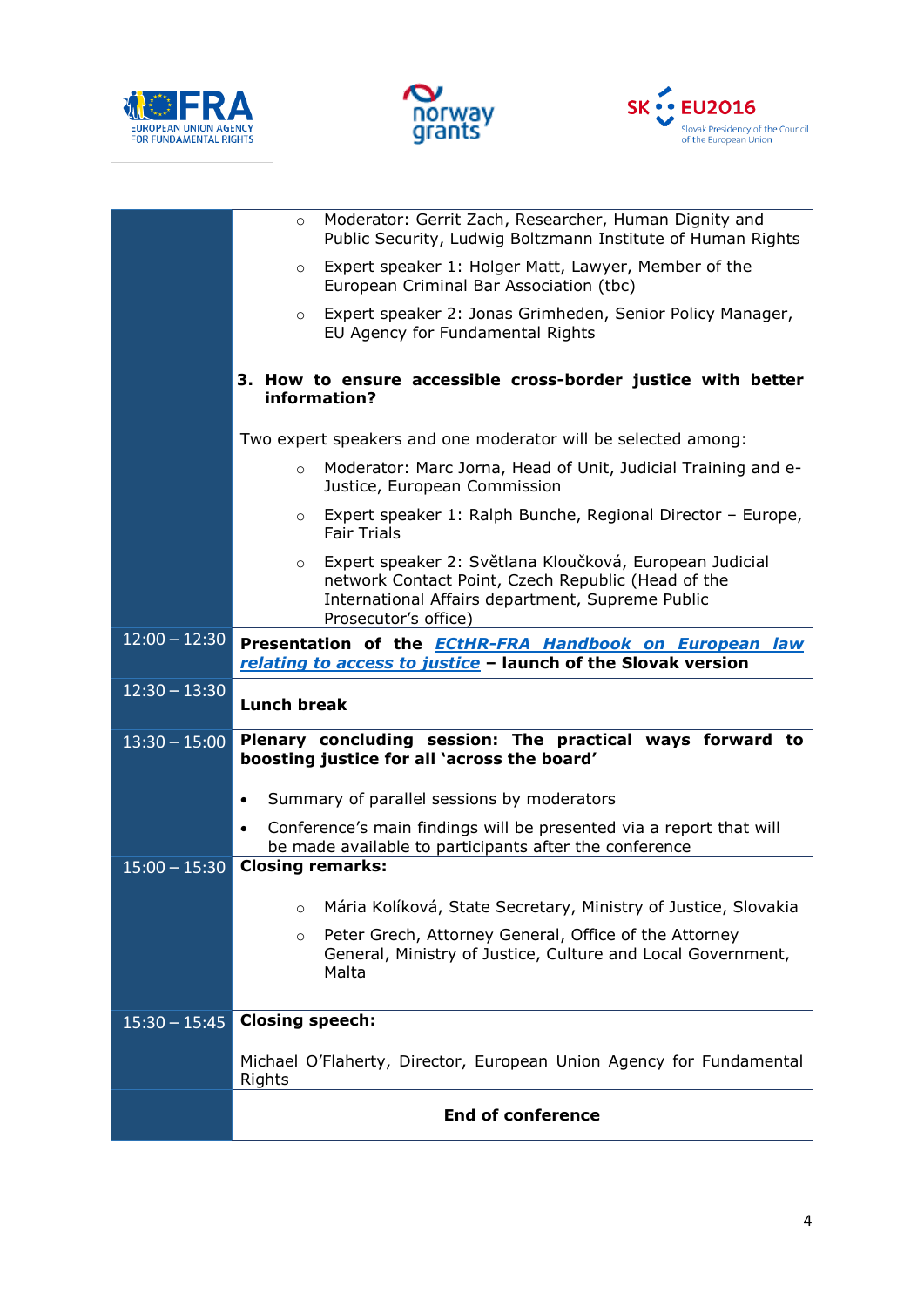| | |
|---|---|
| | ○ Moderator: Gerrit Zach, Researcher, Human Dignity and Public Security, Ludwig Boltzmann Institute of Human Rights<br>○ Expert speaker 1: Holger Matt, Lawyer, Member of the European Criminal Bar Association (tbc)<br>○ Expert speaker 2: Jonas Grimheden, Senior Policy Manager, EU Agency for Fundamental Rights<br><br>**3. How to ensure accessible cross-border justice with better information?**<br><br>Two expert speakers and one moderator will be selected among:<br>○ Moderator: Marc Jorna, Head of Unit, Judicial Training and e-Justice, European Commission<br>○ Expert speaker 1: Ralph Bunche, Regional Director – Europe, Fair Trials<br>○ Expert speaker 2: Světlana Kloučková, European Judicial network Contact Point, Czech Republic (Head of the International Affairs department, Supreme Public Prosecutor's office) |
| 12:00 – 12:30 | **Presentation of the *ECtHR-FRA Handbook on European law relating to access to justice* – launch of the Slovak version** |
| 12:30 – 13:30 | **Lunch break** |
| 13:30 – 15:00 | **Plenary concluding session: The practical ways forward to boosting justice for all 'across the board'**<br>• Summary of parallel sessions by moderators<br>• Conference's main findings will be presented via a report that will be made available to participants after the conference |
| 15:00 – 15:30 | **Closing remarks:**<br>○ Mária Kolíková, State Secretary, Ministry of Justice, Slovakia<br>○ Peter Grech, Attorney General, Office of the Attorney General, Ministry of Justice, Culture and Local Government, Malta |
| 15:30 – 15:45 | **Closing speech:**<br><br>Michael O'Flaherty, Director, European Union Agency for Fundamental Rights |
| | **End of conference** |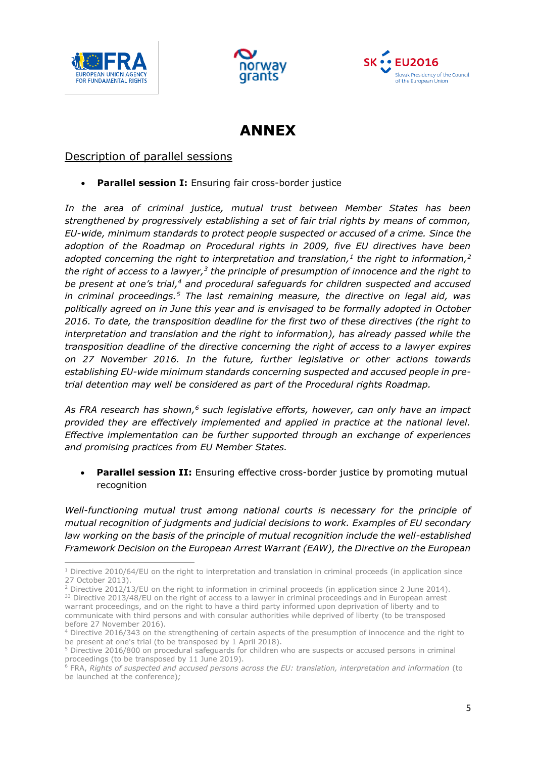# ANNEX

## Description of parallel sessions

- **Parallel session I:** Ensuring fair cross-border justice

*In the area of criminal justice, mutual trust between Member States has been strengthened by progressively establishing a set of fair trial rights by means of common, EU-wide, minimum standards to protect people suspected or accused of a crime. Since the adoption of the Roadmap on Procedural rights in 2009, five EU directives have been adopted concerning the right to interpretation and translation,[1] the right to information,[2] the right of access to a lawyer,[3] the principle of presumption of innocence and the right to be present at one's trial,[4] and procedural safeguards for children suspected and accused in criminal proceedings.[5] The last remaining measure, the directive on legal aid, was politically agreed on in June this year and is envisaged to be formally adopted in October 2016. To date, the transposition deadline for the first two of these directives (the right to interpretation and translation and the right to information), has already passed while the transposition deadline of the directive concerning the right of access to a lawyer expires on 27 November 2016. In the future, further legislative or other actions towards establishing EU-wide minimum standards concerning suspected and accused people in pre-trial detention may well be considered as part of the Procedural rights Roadmap.*

*As FRA research has shown,[6] such legislative efforts, however, can only have an impact provided they are effectively implemented and applied in practice at the national level. Effective implementation can be further supported through an exchange of experiences and promising practices from EU Member States.*

- **Parallel session II:** Ensuring effective cross-border justice by promoting mutual recognition

*Well-functioning mutual trust among national courts is necessary for the principle of mutual recognition of judgments and judicial decisions to work. Examples of EU secondary law working on the basis of the principle of mutual recognition include the well-established Framework Decision on the European Arrest Warrant (EAW), the Directive on the European*

---

[1] Directive 2010/64/EU on the right to interpretation and translation in criminal proceeds (in application since 27 October 2013).

[2] Directive 2012/13/EU on the right to information in criminal proceeds (in application since 2 June 2014).

[3] Directive 2013/48/EU on the right of access to a lawyer in criminal proceedings and in European arrest warrant proceedings, and on the right to have a third party informed upon deprivation of liberty and to communicate with third persons and with consular authorities while deprived of liberty (to be transposed before 27 November 2016).

[4] Directive 2016/343 on the strengthening of certain aspects of the presumption of innocence and the right to be present at one's trial (to be transposed by 1 April 2018).

[5] Directive 2016/800 on procedural safeguards for children who are suspects or accused persons in criminal proceedings (to be transposed by 11 June 2019).

[6] FRA, *Rights of suspected and accused persons across the EU: translation, interpretation and information* (to be launched at the conference)*;*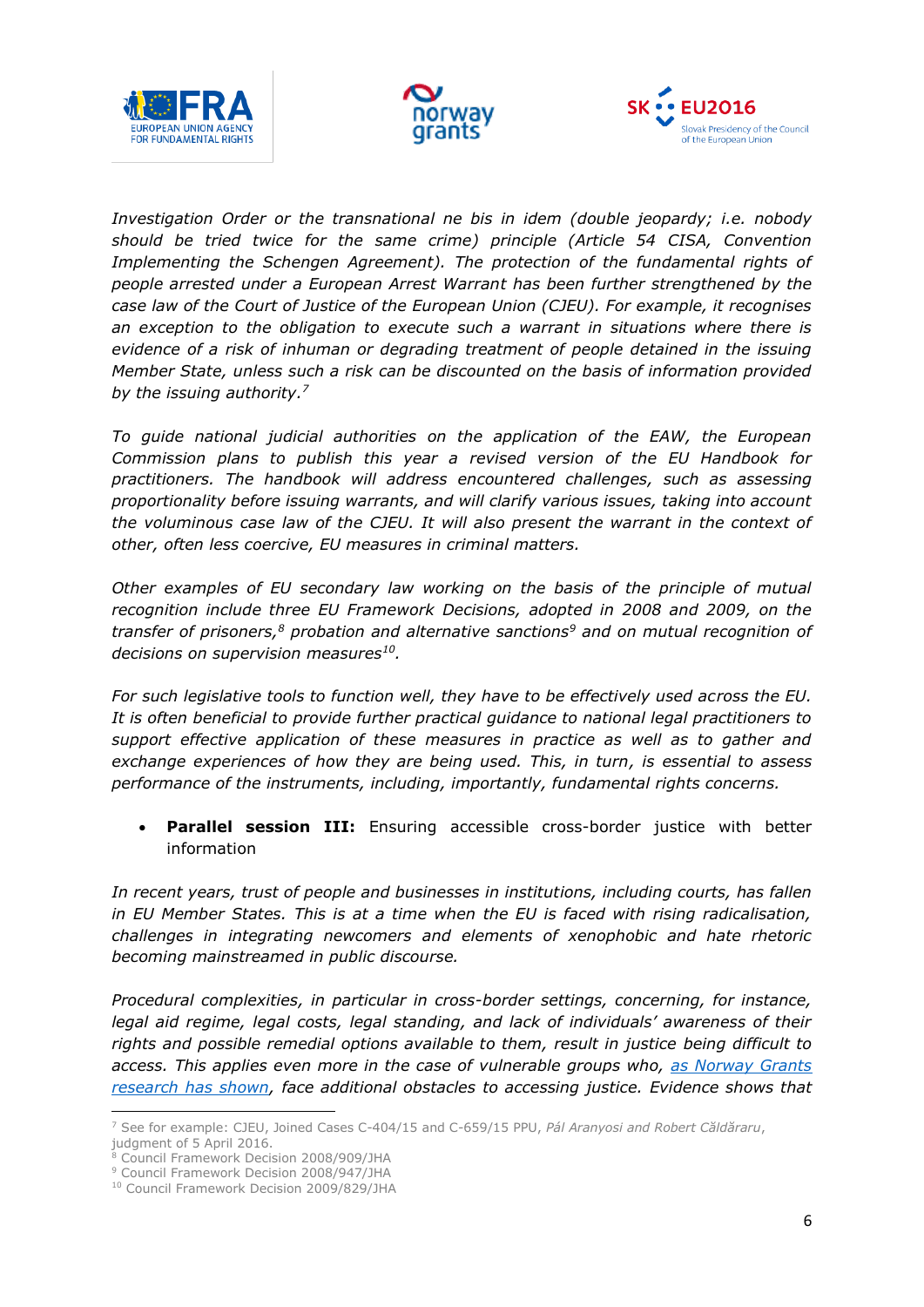*Investigation Order or the transnational ne bis in idem (double jeopardy; i.e. nobody should be tried twice for the same crime) principle (Article 54 CISA, Convention Implementing the Schengen Agreement). The protection of the fundamental rights of people arrested under a European Arrest Warrant has been further strengthened by the case law of the Court of Justice of the European Union (CJEU). For example, it recognises an exception to the obligation to execute such a warrant in situations where there is evidence of a risk of inhuman or degrading treatment of people detained in the issuing Member State, unless such a risk can be discounted on the basis of information provided by the issuing authority.*[7]

*To guide national judicial authorities on the application of the EAW, the European Commission plans to publish this year a revised version of the EU Handbook for practitioners. The handbook will address encountered challenges, such as assessing proportionality before issuing warrants, and will clarify various issues, taking into account the voluminous case law of the CJEU. It will also present the warrant in the context of other, often less coercive, EU measures in criminal matters.*

*Other examples of EU secondary law working on the basis of the principle of mutual recognition include three EU Framework Decisions, adopted in 2008 and 2009, on the transfer of prisoners,*[8] *probation and alternative sanctions*[9] *and on mutual recognition of decisions on supervision measures*[10]*.*

*For such legislative tools to function well, they have to be effectively used across the EU. It is often beneficial to provide further practical guidance to national legal practitioners to support effective application of these measures in practice as well as to gather and exchange experiences of how they are being used. This, in turn, is essential to assess performance of the instruments, including, importantly, fundamental rights concerns.*

- **Parallel session III:** Ensuring accessible cross-border justice with better information

*In recent years, trust of people and businesses in institutions, including courts, has fallen in EU Member States. This is at a time when the EU is faced with rising radicalisation, challenges in integrating newcomers and elements of xenophobic and hate rhetoric becoming mainstreamed in public discourse.*

*Procedural complexities, in particular in cross-border settings, concerning, for instance, legal aid regime, legal costs, legal standing, and lack of individuals' awareness of their rights and possible remedial options available to them, result in justice being difficult to access. This applies even more in the case of vulnerable groups who, [as Norway Grants research has shown](), face additional obstacles to accessing justice. Evidence shows that*

---

[7] See for example: CJEU, Joined Cases C-404/15 and C-659/15 PPU, *Pál Aranyosi and Robert Căldăraru*, judgment of 5 April 2016.

[8] Council Framework Decision 2008/909/JHA

[9] Council Framework Decision 2008/947/JHA

[10] Council Framework Decision 2009/829/JHA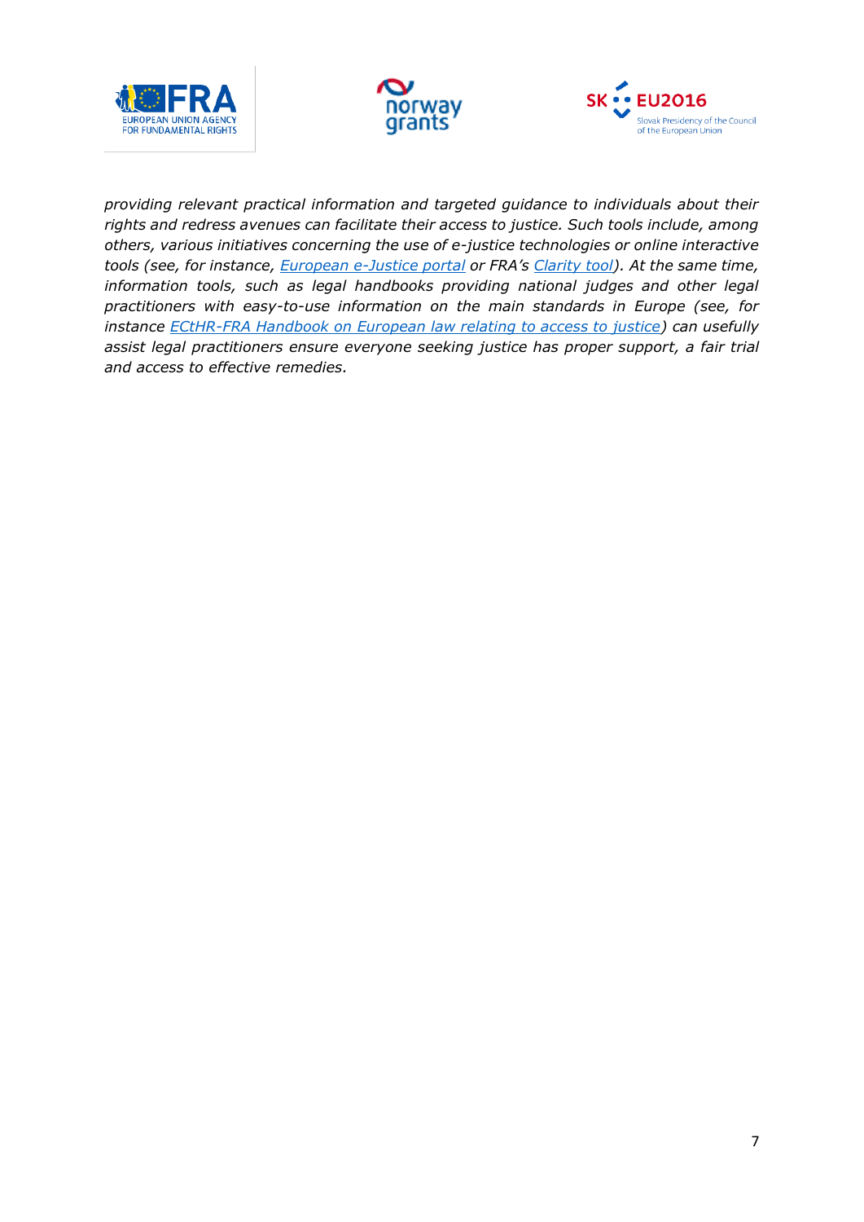*providing relevant practical information and targeted guidance to individuals about their rights and redress avenues can facilitate their access to justice. Such tools include, among others, various initiatives concerning the use of e-justice technologies or online interactive tools (see, for instance, [European e-Justice portal] or FRA's [Clarity tool]). At the same time, information tools, such as legal handbooks providing national judges and other legal practitioners with easy-to-use information on the main standards in Europe (see, for instance [ECtHR-FRA Handbook on European law relating to access to justice]) can usefully assist legal practitioners ensure everyone seeking justice has proper support, a fair trial and access to effective remedies.*